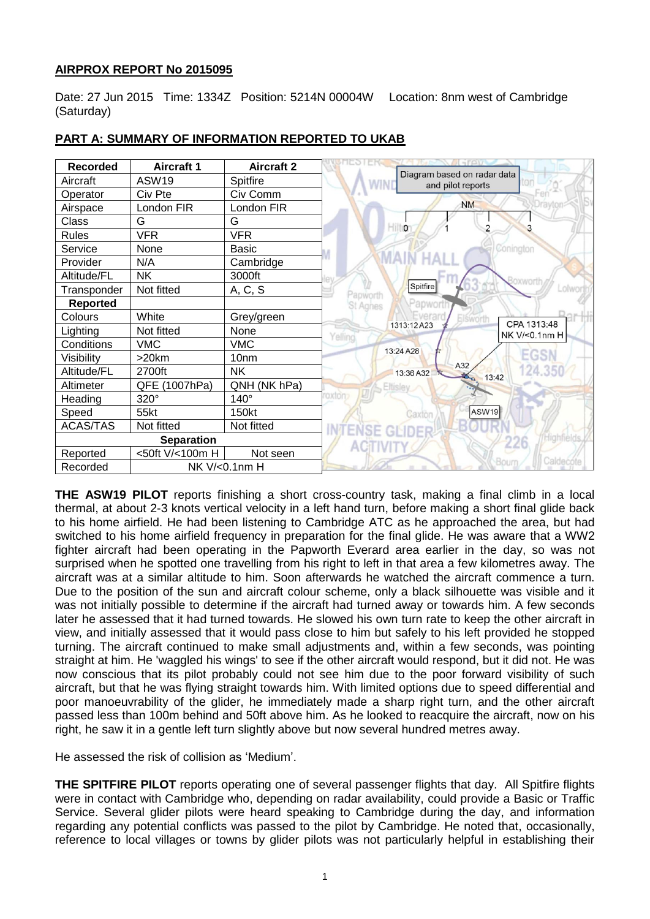**AIRPROX REPORT No 2015095**

Date: 27 Jun 2015 Time: 1334Z Position: 5214N 00004W Location: 8nm west of Cambridge (Saturday)

**PART A: SUMMARY OF INFORMATION REPORTED TO UKAB**

| Recorded | Aircraft 1 | Aircraft 2 |
|---|---|---|
| Aircraft | ASW19 | Spitfire |
| Operator | Civ Pte | Civ Comm |
| Airspace | London FIR | London FIR |
| Class | G | G |
| Rules | VFR | VFR |
| Service | None | Basic |
| Provider | N/A | Cambridge |
| Altitude/FL | NK | 3000ft |
| Transponder | Not fitted | A, C, S |
| **Reported** | | |
| Colours | White | Grey/green |
| Lighting | Not fitted | None |
| Conditions | VMC | VMC |
| Visibility | >20km | 10nm |
| Altitude/FL | 2700ft | NK |
| Altimeter | QFE (1007hPa) | QNH (NK hPa) |
| Heading | 320° | 140° |
| Speed | 55kt | 150kt |
| ACAS/TAS | Not fitted | Not fitted |
| **Separation** | | |
| Reported | <50ft V/<100m H | Not seen |
| Recorded | NK V/<0.1nm H | |

**THE ASW19 PILOT** reports finishing a short cross-country task, making a final climb in a local thermal, at about 2-3 knots vertical velocity in a left hand turn, before making a short final glide back to his home airfield. He had been listening to Cambridge ATC as he approached the area, but had switched to his home airfield frequency in preparation for the final glide. He was aware that a WW2 fighter aircraft had been operating in the Papworth Everard area earlier in the day, so was not surprised when he spotted one travelling from his right to left in that area a few kilometres away. The aircraft was at a similar altitude to him. Soon afterwards he watched the aircraft commence a turn. Due to the position of the sun and aircraft colour scheme, only a black silhouette was visible and it was not initially possible to determine if the aircraft had turned away or towards him. A few seconds later he assessed that it had turned towards. He slowed his own turn rate to keep the other aircraft in view, and initially assessed that it would pass close to him but safely to his left provided he stopped turning. The aircraft continued to make small adjustments and, within a few seconds, was pointing straight at him. He 'waggled his wings' to see if the other aircraft would respond, but it did not. He was now conscious that its pilot probably could not see him due to the poor forward visibility of such aircraft, but that he was flying straight towards him. With limited options due to speed differential and poor manoeuvrability of the glider, he immediately made a sharp right turn, and the other aircraft passed less than 100m behind and 50ft above him. As he looked to reacquire the aircraft, now on his right, he saw it in a gentle left turn slightly above but now several hundred metres away.

He assessed the risk of collision as 'Medium'.

**THE SPITFIRE PILOT** reports operating one of several passenger flights that day. All Spitfire flights were in contact with Cambridge who, depending on radar availability, could provide a Basic or Traffic Service. Several glider pilots were heard speaking to Cambridge during the day, and information regarding any potential conflicts was passed to the pilot by Cambridge. He noted that, occasionally, reference to local villages or towns by glider pilots was not particularly helpful in establishing their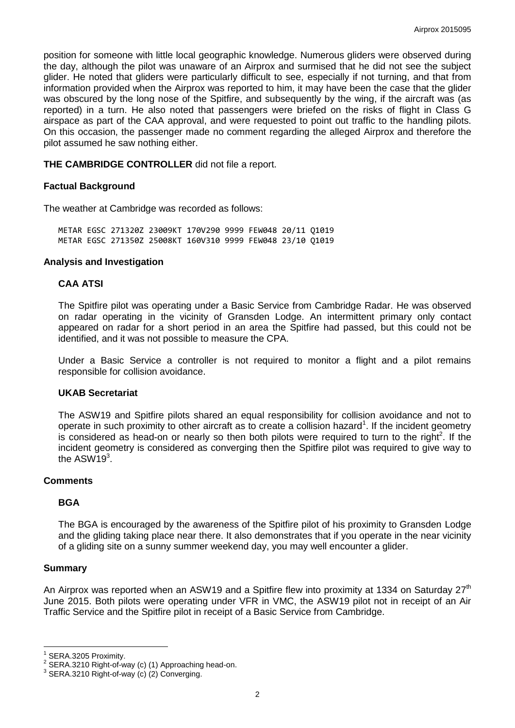position for someone with little local geographic knowledge. Numerous gliders were observed during the day, although the pilot was unaware of an Airprox and surmised that he did not see the subject glider. He noted that gliders were particularly difficult to see, especially if not turning, and that from information provided when the Airprox was reported to him, it may have been the case that the glider was obscured by the long nose of the Spitfire, and subsequently by the wing, if the aircraft was (as reported) in a turn. He also noted that passengers were briefed on the risks of flight in Class G airspace as part of the CAA approval, and were requested to point out traffic to the handling pilots. On this occasion, the passenger made no comment regarding the alleged Airprox and therefore the pilot assumed he saw nothing either.

**THE CAMBRIDGE CONTROLLER** did not file a report.

### Factual Background

The weather at Cambridge was recorded as follows:

```
METAR EGSC 271320Z 23009KT 170V290 9999 FEW048 20/11 Q1019
METAR EGSC 271350Z 25008KT 160V310 9999 FEW048 23/10 Q1019
```

### Analysis and Investigation

#### CAA ATSI

The Spitfire pilot was operating under a Basic Service from Cambridge Radar. He was observed on radar operating in the vicinity of Gransden Lodge. An intermittent primary only contact appeared on radar for a short period in an area the Spitfire had passed, but this could not be identified, and it was not possible to measure the CPA.

Under a Basic Service a controller is not required to monitor a flight and a pilot remains responsible for collision avoidance.

#### UKAB Secretariat

The ASW19 and Spitfire pilots shared an equal responsibility for collision avoidance and not to operate in such proximity to other aircraft as to create a collision hazard[1]. If the incident geometry is considered as head-on or nearly so then both pilots were required to turn to the right[2]. If the incident geometry is considered as converging then the Spitfire pilot was required to give way to the ASW19[3].

### Comments

#### BGA

The BGA is encouraged by the awareness of the Spitfire pilot of his proximity to Gransden Lodge and the gliding taking place near there. It also demonstrates that if you operate in the near vicinity of a gliding site on a sunny summer weekend day, you may well encounter a glider.

### Summary

An Airprox was reported when an ASW19 and a Spitfire flew into proximity at 1334 on Saturday 27th June 2015. Both pilots were operating under VFR in VMC, the ASW19 pilot not in receipt of an Air Traffic Service and the Spitfire pilot in receipt of a Basic Service from Cambridge.

---

[1] SERA.3205 Proximity.
[2] SERA.3210 Right-of-way (c) (1) Approaching head-on.
[3] SERA.3210 Right-of-way (c) (2) Converging.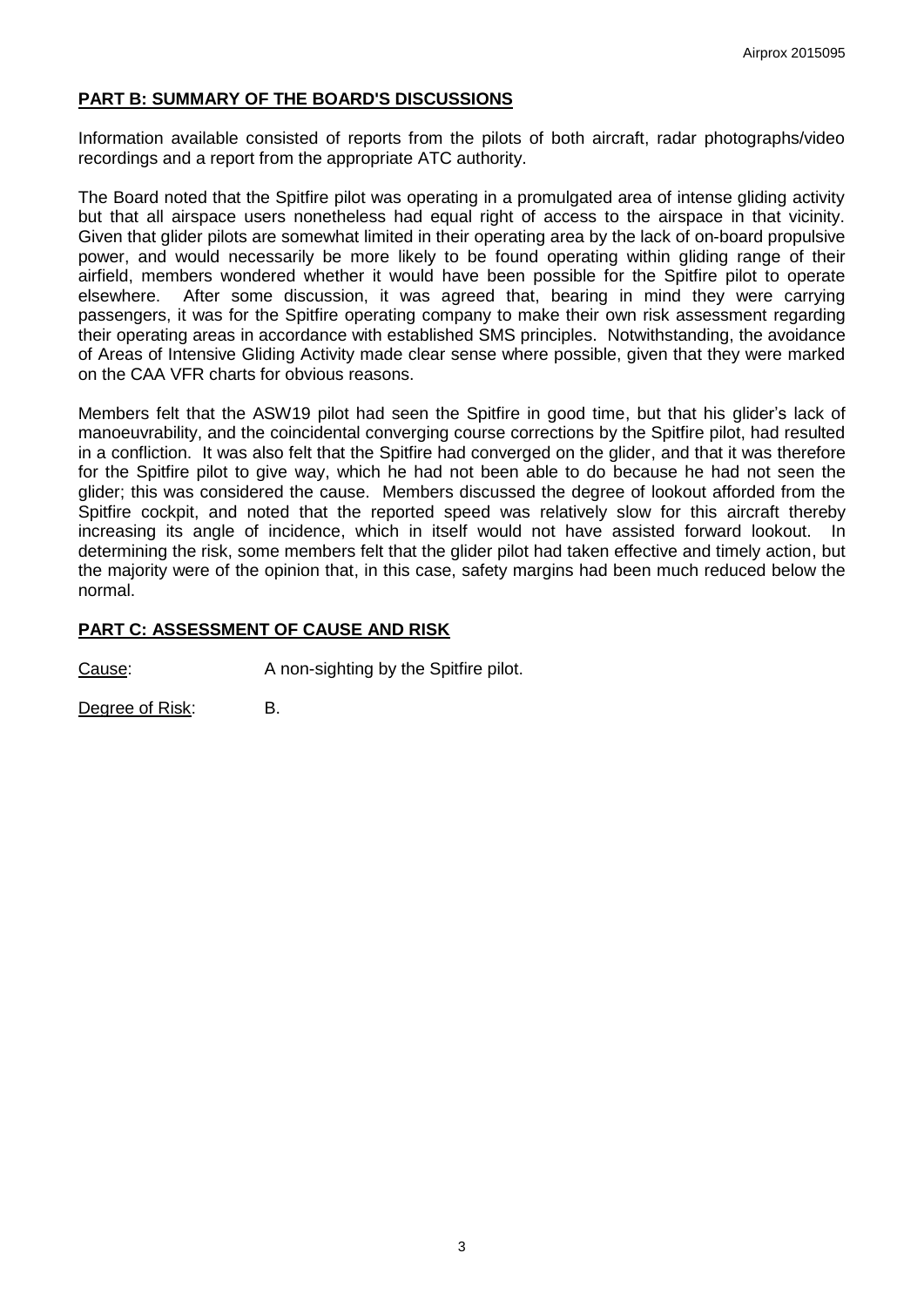## PART B: SUMMARY OF THE BOARD'S DISCUSSIONS

Information available consisted of reports from the pilots of both aircraft, radar photographs/video recordings and a report from the appropriate ATC authority.

The Board noted that the Spitfire pilot was operating in a promulgated area of intense gliding activity but that all airspace users nonetheless had equal right of access to the airspace in that vicinity. Given that glider pilots are somewhat limited in their operating area by the lack of on-board propulsive power, and would necessarily be more likely to be found operating within gliding range of their airfield, members wondered whether it would have been possible for the Spitfire pilot to operate elsewhere. After some discussion, it was agreed that, bearing in mind they were carrying passengers, it was for the Spitfire operating company to make their own risk assessment regarding their operating areas in accordance with established SMS principles. Notwithstanding, the avoidance of Areas of Intensive Gliding Activity made clear sense where possible, given that they were marked on the CAA VFR charts for obvious reasons.

Members felt that the ASW19 pilot had seen the Spitfire in good time, but that his glider's lack of manoeuvrability, and the coincidental converging course corrections by the Spitfire pilot, had resulted in a confliction. It was also felt that the Spitfire had converged on the glider, and that it was therefore for the Spitfire pilot to give way, which he had not been able to do because he had not seen the glider; this was considered the cause. Members discussed the degree of lookout afforded from the Spitfire cockpit, and noted that the reported speed was relatively slow for this aircraft thereby increasing its angle of incidence, which in itself would not have assisted forward lookout. In determining the risk, some members felt that the glider pilot had taken effective and timely action, but the majority were of the opinion that, in this case, safety margins had been much reduced below the normal.

## PART C: ASSESSMENT OF CAUSE AND RISK

Cause: A non-sighting by the Spitfire pilot.

Degree of Risk: B.